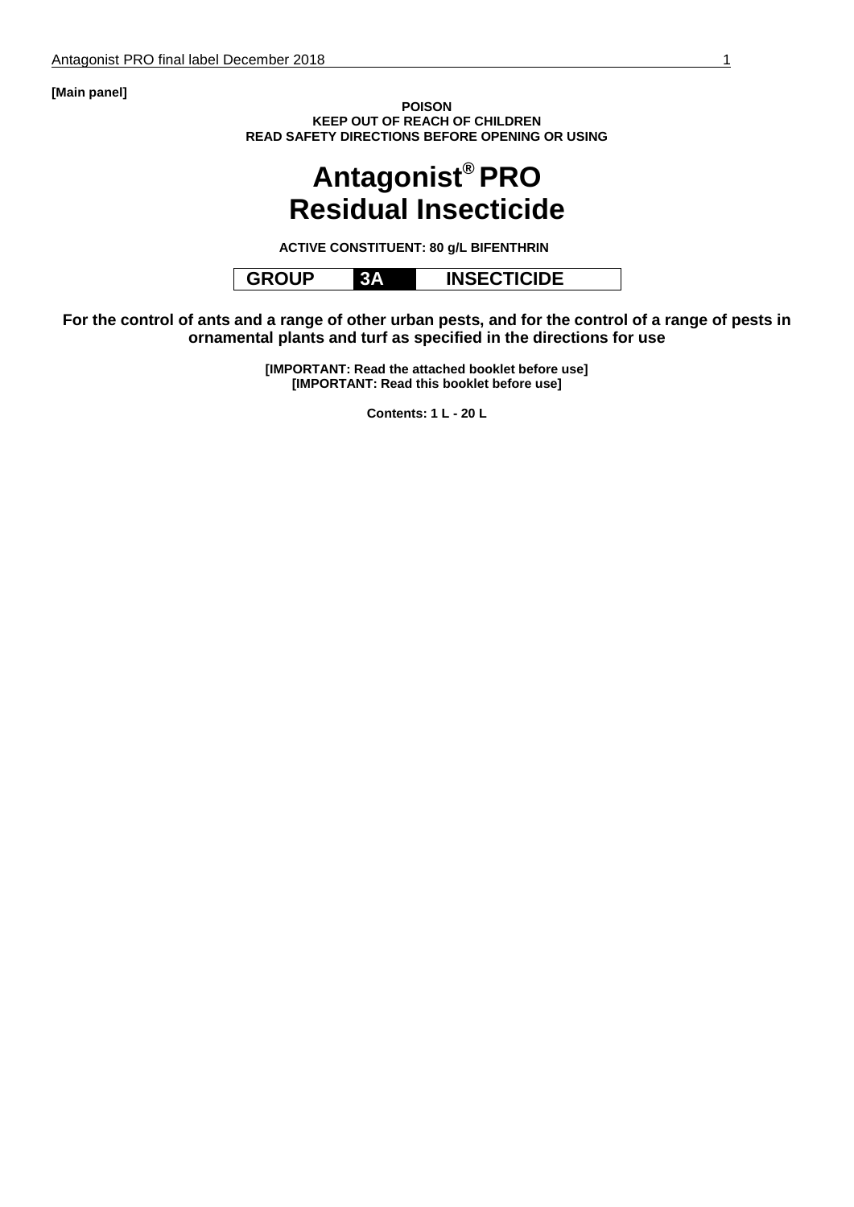**[Main panel]**

**POISON**
**KEEP OUT OF REACH OF CHILDREN**
**READ SAFETY DIRECTIONS BEFORE OPENING OR USING**

# Antagonist® PRO Residual Insecticide

**ACTIVE CONSTITUENT: 80 g/L BIFENTHRIN**

| GROUP | 3A | INSECTICIDE |
|---|---|---|

**For the control of ants and a range of other urban pests, and for the control of a range of pests in ornamental plants and turf as specified in the directions for use**

**[IMPORTANT: Read the attached booklet before use]**
**[IMPORTANT: Read this booklet before use]**

**Contents: 1 L - 20 L**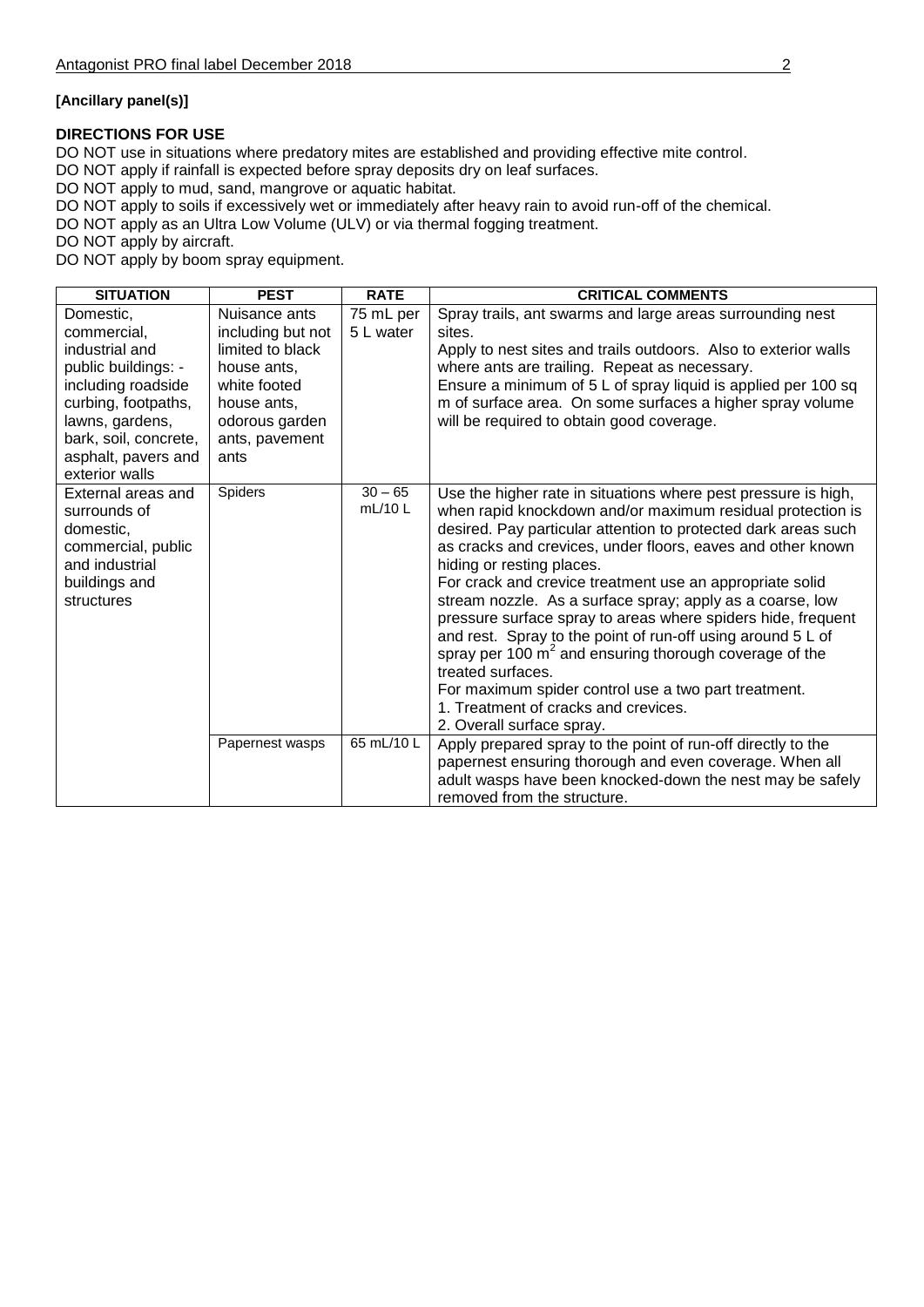**[Ancillary panel(s)]**

**DIRECTIONS FOR USE**

DO NOT use in situations where predatory mites are established and providing effective mite control.
DO NOT apply if rainfall is expected before spray deposits dry on leaf surfaces.
DO NOT apply to mud, sand, mangrove or aquatic habitat.
DO NOT apply to soils if excessively wet or immediately after heavy rain to avoid run-off of the chemical.
DO NOT apply as an Ultra Low Volume (ULV) or via thermal fogging treatment.
DO NOT apply by aircraft.
DO NOT apply by boom spray equipment.

| SITUATION | PEST | RATE | CRITICAL COMMENTS |
|---|---|---|---|
| Domestic, commercial, industrial and public buildings: - including roadside curbing, footpaths, lawns, gardens, bark, soil, concrete, asphalt, pavers and exterior walls | Nuisance ants including but not limited to black house ants, white footed house ants, odorous garden ants, pavement ants | 75 mL per 5 L water | Spray trails, ant swarms and large areas surrounding nest sites.<br>Apply to nest sites and trails outdoors. Also to exterior walls where ants are trailing. Repeat as necessary.<br>Ensure a minimum of 5 L of spray liquid is applied per 100 sq m of surface area. On some surfaces a higher spray volume will be required to obtain good coverage. |
| External areas and surrounds of domestic, commercial, public and industrial buildings and structures | Spiders | 30 – 65 mL/10 L | Use the higher rate in situations where pest pressure is high, when rapid knockdown and/or maximum residual protection is desired. Pay particular attention to protected dark areas such as cracks and crevices, under floors, eaves and other known hiding or resting places.<br>For crack and crevice treatment use an appropriate solid stream nozzle. As a surface spray; apply as a coarse, low pressure surface spray to areas where spiders hide, frequent and rest. Spray to the point of run-off using around 5 L of spray per 100 $m^2$ and ensuring thorough coverage of the treated surfaces.<br>For maximum spider control use a two part treatment.<br>1. Treatment of cracks and crevices.<br>2. Overall surface spray. |
| | Papernest wasps | 65 mL/10 L | Apply prepared spray to the point of run-off directly to the papernest ensuring thorough and even coverage. When all adult wasps have been knocked-down the nest may be safely removed from the structure. |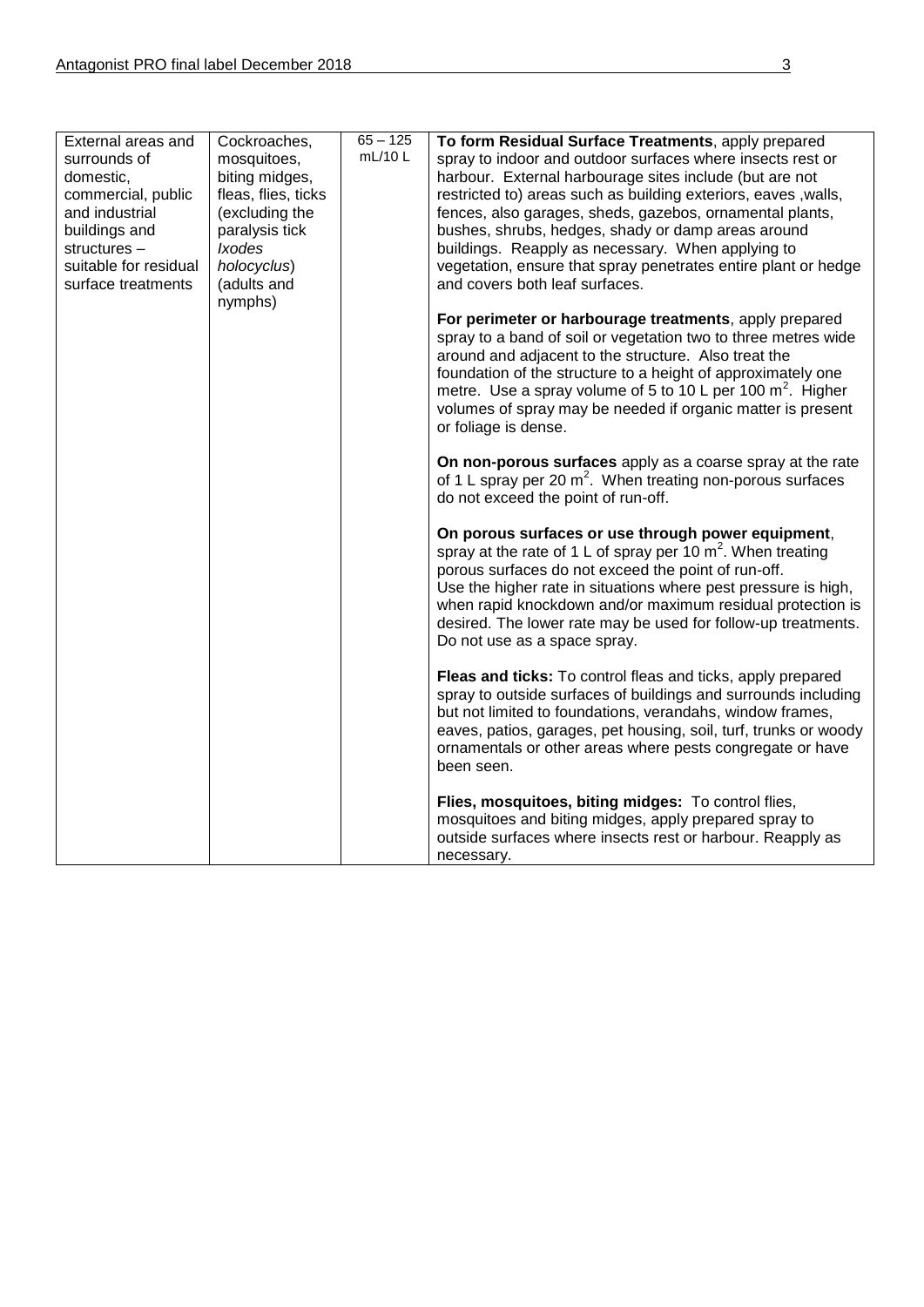| External areas and surrounds of domestic, commercial, public and industrial buildings and structures – suitable for residual surface treatments | Cockroaches, mosquitoes, biting midges, fleas, flies, ticks (excluding the paralysis tick *Ixodes holocyclus*) (adults and nymphs) | 65 – 125 mL/10 L | **To form Residual Surface Treatments**, apply prepared spray to indoor and outdoor surfaces where insects rest or harbour. External harbourage sites include (but are not restricted to) areas such as building exteriors, eaves ,walls, fences, also garages, sheds, gazebos, ornamental plants, bushes, shrubs, hedges, shady or damp areas around buildings. Reapply as necessary. When applying to vegetation, ensure that spray penetrates entire plant or hedge and covers both leaf surfaces.<br><br>**For perimeter or harbourage treatments**, apply prepared spray to a band of soil or vegetation two to three metres wide around and adjacent to the structure. Also treat the foundation of the structure to a height of approximately one metre. Use a spray volume of 5 to 10 L per 100 $m^2$. Higher volumes of spray may be needed if organic matter is present or foliage is dense.<br><br>**On non-porous surfaces** apply as a coarse spray at the rate of 1 L spray per 20 $m^2$. When treating non-porous surfaces do not exceed the point of run-off.<br><br>**On porous surfaces or use through power equipment**, spray at the rate of 1 L of spray per 10 $m^2$. When treating porous surfaces do not exceed the point of run-off. Use the higher rate in situations where pest pressure is high, when rapid knockdown and/or maximum residual protection is desired. The lower rate may be used for follow-up treatments. Do not use as a space spray.<br><br>**Fleas and ticks:** To control fleas and ticks, apply prepared spray to outside surfaces of buildings and surrounds including but not limited to foundations, verandahs, window frames, eaves, patios, garages, pet housing, soil, turf, trunks or woody ornamentals or other areas where pests congregate or have been seen.<br><br>**Flies, mosquitoes, biting midges:** To control flies, mosquitoes and biting midges, apply prepared spray to outside surfaces where insects rest or harbour. Reapply as necessary. |
|---|---|---|---|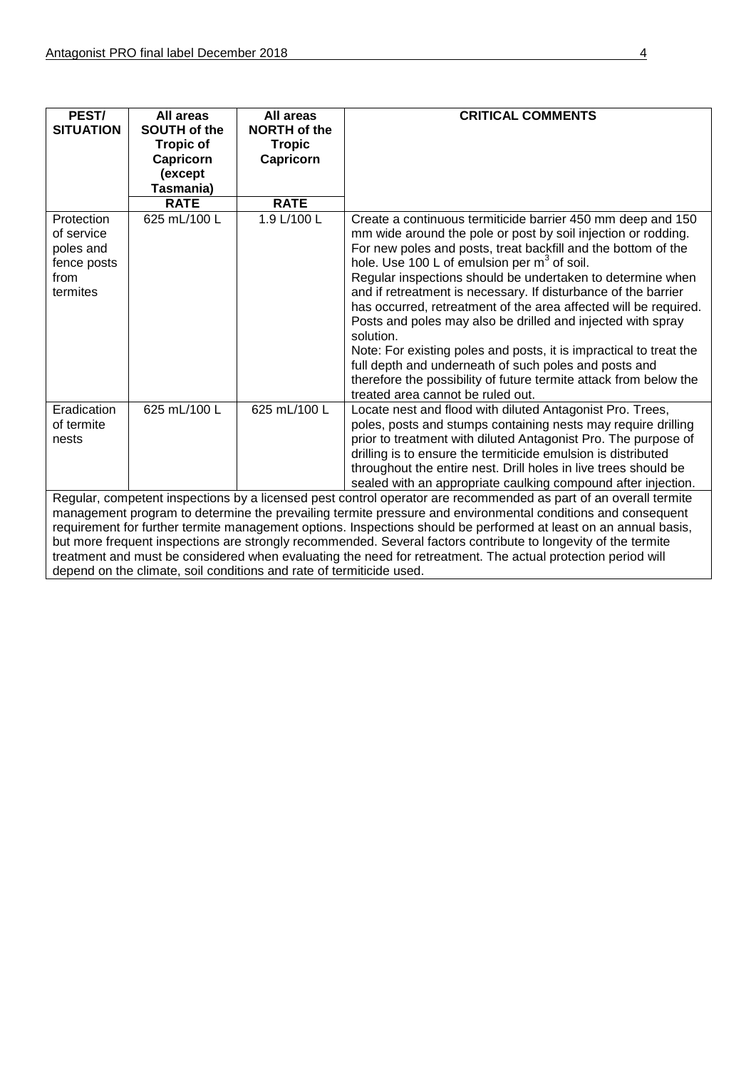| PEST/ SITUATION | All areas SOUTH of the Tropic of Capricorn (except Tasmania) | All areas NORTH of the Tropic Capricorn | CRITICAL COMMENTS |
|---|---|---|---|
| | **RATE** | **RATE** | |
| Protection of service poles and fence posts from termites | 625 mL/100 L | 1.9 L/100 L | Create a continuous termiticide barrier 450 mm deep and 150 mm wide around the pole or post by soil injection or rodding. For new poles and posts, treat backfill and the bottom of the hole. Use 100 L of emulsion per $m^3$ of soil. Regular inspections should be undertaken to determine when and if retreatment is necessary. If disturbance of the barrier has occurred, retreatment of the area affected will be required. Posts and poles may also be drilled and injected with spray solution. Note: For existing poles and posts, it is impractical to treat the full depth and underneath of such poles and posts and therefore the possibility of future termite attack from below the treated area cannot be ruled out. |
| Eradication of termite nests | 625 mL/100 L | 625 mL/100 L | Locate nest and flood with diluted Antagonist Pro. Trees, poles, posts and stumps containing nests may require drilling prior to treatment with diluted Antagonist Pro. The purpose of drilling is to ensure the termiticide emulsion is distributed throughout the entire nest. Drill holes in live trees should be sealed with an appropriate caulking compound after injection. |
| Regular, competent inspections by a licensed pest control operator are recommended as part of an overall termite management program to determine the prevailing termite pressure and environmental conditions and consequent requirement for further termite management options. Inspections should be performed at least on an annual basis, but more frequent inspections are strongly recommended. Several factors contribute to longevity of the termite treatment and must be considered when evaluating the need for retreatment. The actual protection period will depend on the climate, soil conditions and rate of termiticide used. | | | |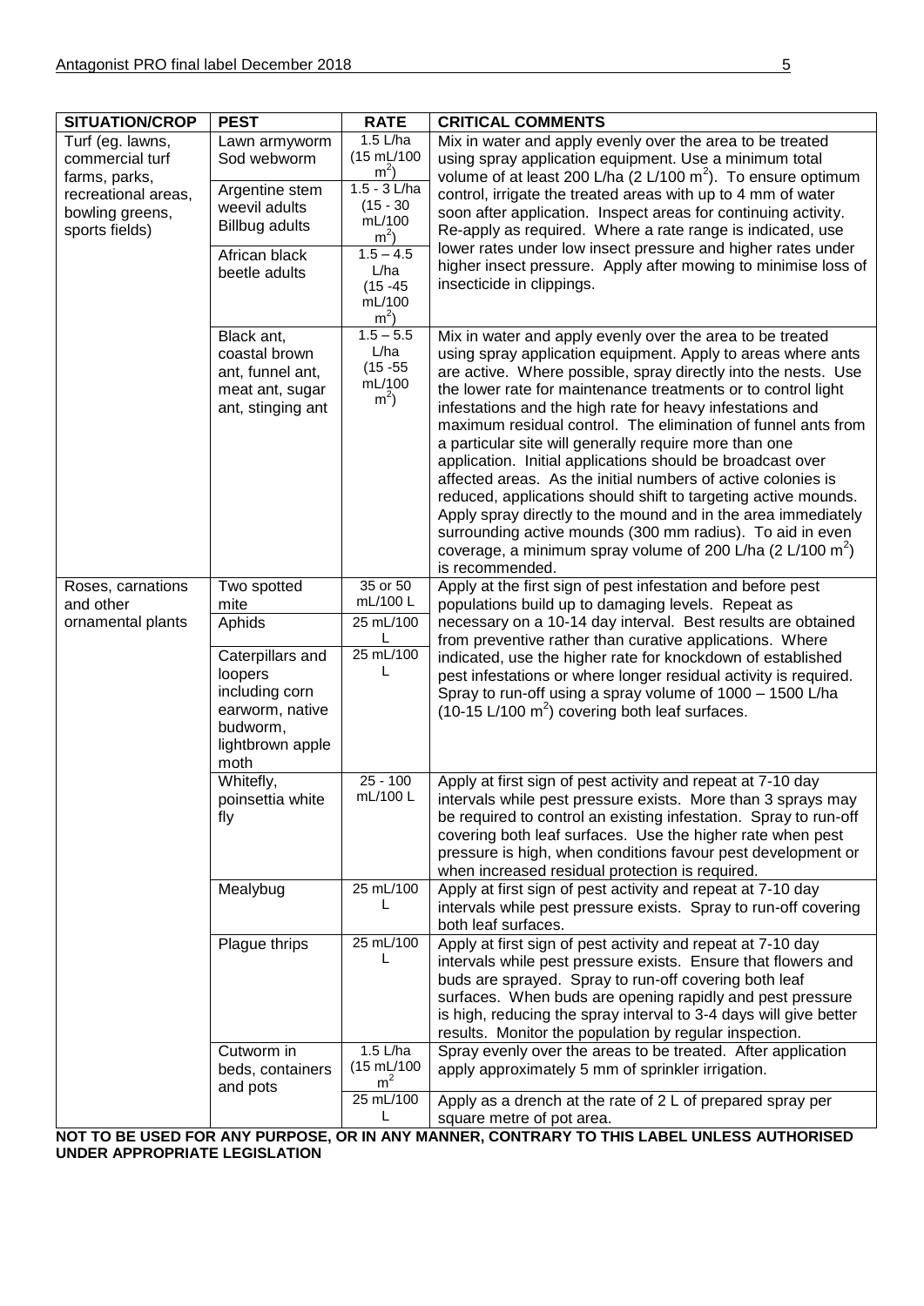| SITUATION/CROP | PEST | RATE | CRITICAL COMMENTS |
|---|---|---|---|
| Turf (eg. lawns, commercial turf farms, parks, recreational areas, bowling greens, sports fields) | Lawn armyworm Sod webworm | 1.5 L/ha (15 mL/100 $m^2$) | Mix in water and apply evenly over the area to be treated using spray application equipment. Use a minimum total volume of at least 200 L/ha (2 L/100 $m^2$). To ensure optimum control, irrigate the treated areas with up to 4 mm of water soon after application. Inspect areas for continuing activity. Re-apply as required. Where a rate range is indicated, use lower rates under low insect pressure and higher rates under higher insect pressure. Apply after mowing to minimise loss of insecticide in clippings. |
| | Argentine stem weevil adults Billbug adults | 1.5 - 3 L/ha (15 - 30 mL/100 $m^2$) | |
| | African black beetle adults | 1.5 – 4.5 L/ha (15 -45 mL/100 $m^2$) | |
| | Black ant, coastal brown ant, funnel ant, meat ant, sugar ant, stinging ant | 1.5 – 5.5 L/ha (15 -55 mL/100 $m^2$) | Mix in water and apply evenly over the area to be treated using spray application equipment. Apply to areas where ants are active. Where possible, spray directly into the nests. Use the lower rate for maintenance treatments or to control light infestations and the high rate for heavy infestations and maximum residual control. The elimination of funnel ants from a particular site will generally require more than one application. Initial applications should be broadcast over affected areas. As the initial numbers of active colonies is reduced, applications should shift to targeting active mounds. Apply spray directly to the mound and in the area immediately surrounding active mounds (300 mm radius). To aid in even coverage, a minimum spray volume of 200 L/ha (2 L/100 $m^2$) is recommended. |
| Roses, carnations and other ornamental plants | Two spotted mite | 35 or 50 mL/100 L | Apply at the first sign of pest infestation and before pest populations build up to damaging levels. Repeat as necessary on a 10-14 day interval. Best results are obtained from preventive rather than curative applications. Where indicated, use the higher rate for knockdown of established pest infestations or where longer residual activity is required. Spray to run-off using a spray volume of 1000 – 1500 L/ha (10-15 L/100 $m^2$) covering both leaf surfaces. |
| | Aphids | 25 mL/100 L | |
| | Caterpillars and loopers including corn earworm, native budworm, lightbrown apple moth | 25 mL/100 L | |
| | Whitefly, poinsettia white fly | 25 - 100 mL/100 L | Apply at first sign of pest activity and repeat at 7-10 day intervals while pest pressure exists. More than 3 sprays may be required to control an existing infestation. Spray to run-off covering both leaf surfaces. Use the higher rate when pest pressure is high, when conditions favour pest development or when increased residual protection is required. |
| | Mealybug | 25 mL/100 L | Apply at first sign of pest activity and repeat at 7-10 day intervals while pest pressure exists. Spray to run-off covering both leaf surfaces. |
| | Plague thrips | 25 mL/100 L | Apply at first sign of pest activity and repeat at 7-10 day intervals while pest pressure exists. Ensure that flowers and buds are sprayed. Spray to run-off covering both leaf surfaces. When buds are opening rapidly and pest pressure is high, reducing the spray interval to 3-4 days will give better results. Monitor the population by regular inspection. |
| | Cutworm in beds, containers and pots | 1.5 L/ha (15 mL/100 $m^2$ | Spray evenly over the areas to be treated. After application apply approximately 5 mm of sprinkler irrigation. |
| | | 25 mL/100 L | Apply as a drench at the rate of 2 L of prepared spray per square metre of pot area. |

**NOT TO BE USED FOR ANY PURPOSE, OR IN ANY MANNER, CONTRARY TO THIS LABEL UNLESS AUTHORISED UNDER APPROPRIATE LEGISLATION**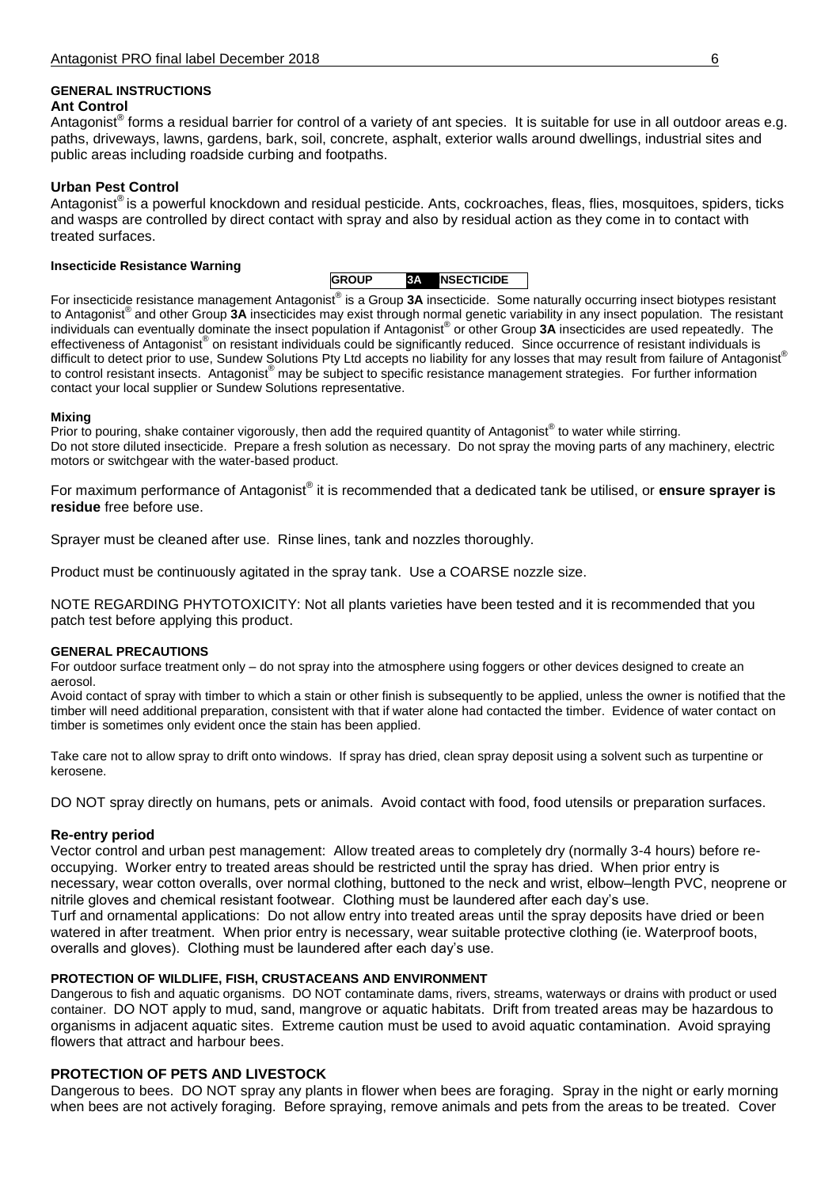## GENERAL INSTRUCTIONS

### Ant Control

Antagonist® forms a residual barrier for control of a variety of ant species. It is suitable for use in all outdoor areas e.g. paths, driveways, lawns, gardens, bark, soil, concrete, asphalt, exterior walls around dwellings, industrial sites and public areas including roadside curbing and footpaths.

### Urban Pest Control

Antagonist® is a powerful knockdown and residual pesticide. Ants, cockroaches, fleas, flies, mosquitoes, spiders, ticks and wasps are controlled by direct contact with spray and also by residual action as they come in to contact with treated surfaces.

#### Insecticide Resistance Warning

| GROUP | 3A | NSECTICIDE |
|---|---|---|

For insecticide resistance management Antagonist® is a Group **3A** insecticide. Some naturally occurring insect biotypes resistant to Antagonist® and other Group **3A** insecticides may exist through normal genetic variability in any insect population. The resistant individuals can eventually dominate the insect population if Antagonist® or other Group **3A** insecticides are used repeatedly. The effectiveness of Antagonist® on resistant individuals could be significantly reduced. Since occurrence of resistant individuals is difficult to detect prior to use, Sundew Solutions Pty Ltd accepts no liability for any losses that may result from failure of Antagonist® to control resistant insects. Antagonist® may be subject to specific resistance management strategies. For further information contact your local supplier or Sundew Solutions representative.

#### Mixing

Prior to pouring, shake container vigorously, then add the required quantity of Antagonist® to water while stirring.
Do not store diluted insecticide. Prepare a fresh solution as necessary. Do not spray the moving parts of any machinery, electric motors or switchgear with the water-based product.

For maximum performance of Antagonist® it is recommended that a dedicated tank be utilised, or **ensure sprayer is residue** free before use.

Sprayer must be cleaned after use. Rinse lines, tank and nozzles thoroughly.

Product must be continuously agitated in the spray tank. Use a COARSE nozzle size.

NOTE REGARDING PHYTOTOXICITY: Not all plants varieties have been tested and it is recommended that you patch test before applying this product.

#### GENERAL PRECAUTIONS

For outdoor surface treatment only – do not spray into the atmosphere using foggers or other devices designed to create an aerosol.
Avoid contact of spray with timber to which a stain or other finish is subsequently to be applied, unless the owner is notified that the timber will need additional preparation, consistent with that if water alone had contacted the timber. Evidence of water contact on timber is sometimes only evident once the stain has been applied.

Take care not to allow spray to drift onto windows. If spray has dried, clean spray deposit using a solvent such as turpentine or kerosene.

DO NOT spray directly on humans, pets or animals. Avoid contact with food, food utensils or preparation surfaces.

### Re-entry period

Vector control and urban pest management: Allow treated areas to completely dry (normally 3-4 hours) before re-occupying. Worker entry to treated areas should be restricted until the spray has dried. When prior entry is necessary, wear cotton overalls, over normal clothing, buttoned to the neck and wrist, elbow–length PVC, neoprene or nitrile gloves and chemical resistant footwear. Clothing must be laundered after each day's use.
Turf and ornamental applications: Do not allow entry into treated areas until the spray deposits have dried or been watered in after treatment. When prior entry is necessary, wear suitable protective clothing (ie. Waterproof boots, overalls and gloves). Clothing must be laundered after each day's use.

#### PROTECTION OF WILDLIFE, FISH, CRUSTACEANS AND ENVIRONMENT

Dangerous to fish and aquatic organisms. DO NOT contaminate dams, rivers, streams, waterways or drains with product or used container. DO NOT apply to mud, sand, mangrove or aquatic habitats. Drift from treated areas may be hazardous to organisms in adjacent aquatic sites. Extreme caution must be used to avoid aquatic contamination. Avoid spraying flowers that attract and harbour bees.

### PROTECTION OF PETS AND LIVESTOCK

Dangerous to bees. DO NOT spray any plants in flower when bees are foraging. Spray in the night or early morning when bees are not actively foraging. Before spraying, remove animals and pets from the areas to be treated. Cover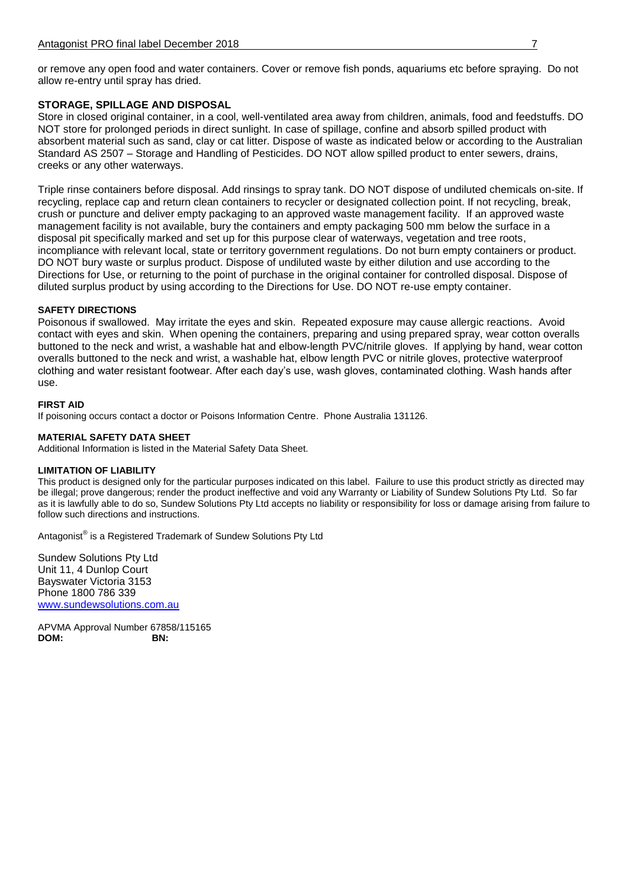or remove any open food and water containers. Cover or remove fish ponds, aquariums etc before spraying. Do not allow re-entry until spray has dried.

## STORAGE, SPILLAGE AND DISPOSAL

Store in closed original container, in a cool, well-ventilated area away from children, animals, food and feedstuffs. DO NOT store for prolonged periods in direct sunlight. In case of spillage, confine and absorb spilled product with absorbent material such as sand, clay or cat litter. Dispose of waste as indicated below or according to the Australian Standard AS 2507 – Storage and Handling of Pesticides. DO NOT allow spilled product to enter sewers, drains, creeks or any other waterways.

Triple rinse containers before disposal. Add rinsings to spray tank. DO NOT dispose of undiluted chemicals on-site. If recycling, replace cap and return clean containers to recycler or designated collection point. If not recycling, break, crush or puncture and deliver empty packaging to an approved waste management facility. If an approved waste management facility is not available, bury the containers and empty packaging 500 mm below the surface in a disposal pit specifically marked and set up for this purpose clear of waterways, vegetation and tree roots, incompliance with relevant local, state or territory government regulations. Do not burn empty containers or product. DO NOT bury waste or surplus product. Dispose of undiluted waste by either dilution and use according to the Directions for Use, or returning to the point of purchase in the original container for controlled disposal. Dispose of diluted surplus product by using according to the Directions for Use. DO NOT re-use empty container.

### SAFETY DIRECTIONS

Poisonous if swallowed. May irritate the eyes and skin. Repeated exposure may cause allergic reactions. Avoid contact with eyes and skin. When opening the containers, preparing and using prepared spray, wear cotton overalls buttoned to the neck and wrist, a washable hat and elbow-length PVC/nitrile gloves. If applying by hand, wear cotton overalls buttoned to the neck and wrist, a washable hat, elbow length PVC or nitrile gloves, protective waterproof clothing and water resistant footwear. After each day's use, wash gloves, contaminated clothing. Wash hands after use.

### FIRST AID

If poisoning occurs contact a doctor or Poisons Information Centre. Phone Australia 131126.

### MATERIAL SAFETY DATA SHEET

Additional Information is listed in the Material Safety Data Sheet.

### LIMITATION OF LIABILITY

This product is designed only for the particular purposes indicated on this label. Failure to use this product strictly as directed may be illegal; prove dangerous; render the product ineffective and void any Warranty or Liability of Sundew Solutions Pty Ltd. So far as it is lawfully able to do so, Sundew Solutions Pty Ltd accepts no liability or responsibility for loss or damage arising from failure to follow such directions and instructions.

Antagonist® is a Registered Trademark of Sundew Solutions Pty Ltd

Sundew Solutions Pty Ltd
Unit 11, 4 Dunlop Court
Bayswater Victoria 3153
Phone 1800 786 339
www.sundewsolutions.com.au

APVMA Approval Number 67858/115165
**DOM:** **BN:**